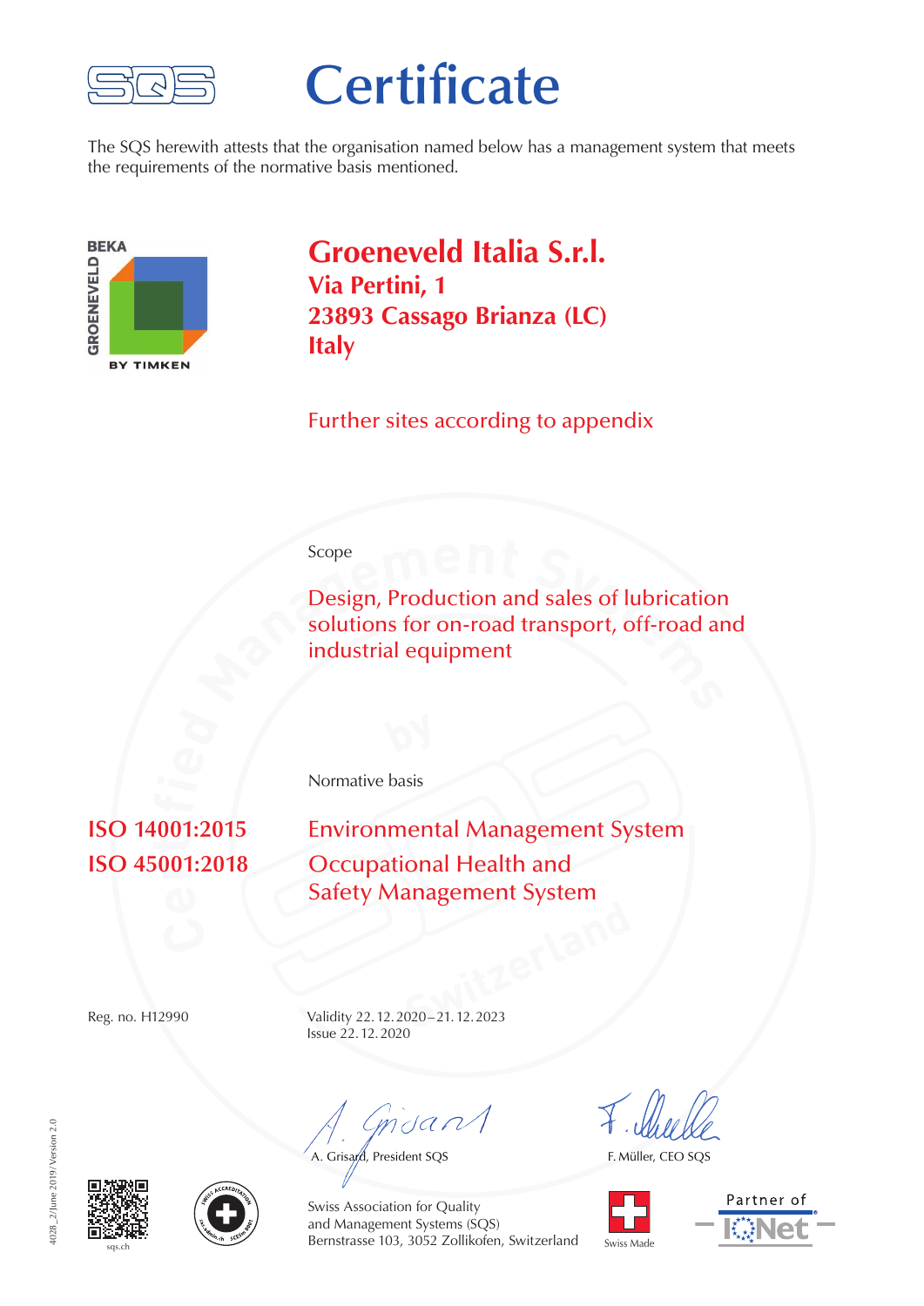# Certificate

The SQS herewith attests that the organisation named below has a management system that meets the requirements of the normative basis mentioned.

## Groeneveld Italia S.r.l.
**Via Pertini, 1**
**23893 Cassago Brianza (LC)**
**Italy**

Further sites according to appendix

Scope

Design, Production and sales of lubrication solutions for on-road transport, off-road and industrial equipment

Normative basis

| | |
|---|---|
| **ISO 14001:2015** | Environmental Management System |
| **ISO 45001:2018** | Occupational Health and Safety Management System |

Reg. no. H12990

Validity 22. 12. 2020 – 21. 12. 2023
Issue 22. 12. 2020

A. Grisard, President SQS

F. Müller, CEO SQS

Swiss Association for Quality and Management Systems (SQS)
Bernstrasse 103, 3052 Zollikofen, Switzerland

sqs.ch

Swiss Made

Partner of IQNet

4028_2/June 2019/Version 2.0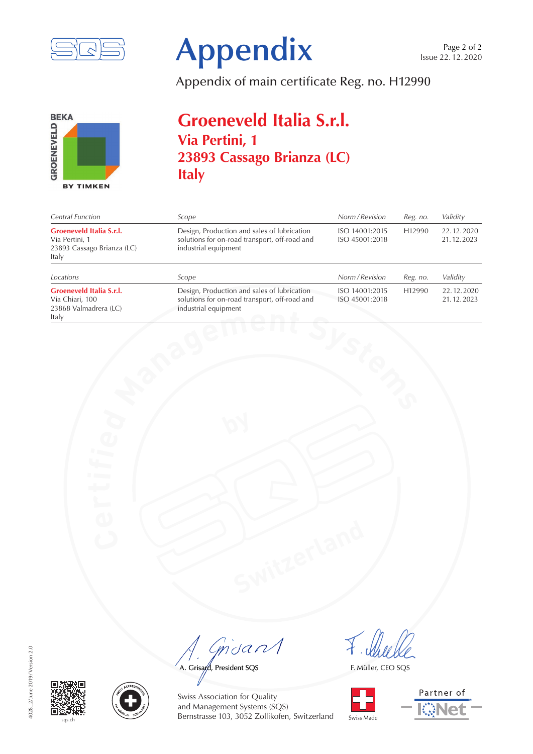# Appendix

Issue 22.12.2020

Appendix of main certificate Reg. no. H12990

## Groeneveld Italia S.r.l.
## Via Pertini, 1
## 23893 Cassago Brianza (LC)
## Italy

| *Central Function* | *Scope* | *Norm / Revision* | *Reg. no.* | *Validity* |
|---|---|---|---|---|
| **Groeneveld Italia S.r.l.** Via Pertini, 1 23893 Cassago Brianza (LC) Italy | Design, Production and sales of lubrication solutions for on-road transport, off-road and industrial equipment | ISO 14001:2015 ISO 45001:2018 | H12990 | 22.12.2020 21.12.2023 |

| *Locations* | *Scope* | *Norm / Revision* | *Reg. no.* | *Validity* |
|---|---|---|---|---|
| **Groeneveld Italia S.r.l.** Via Chiari, 100 23868 Valmadrera (LC) Italy | Design, Production and sales of lubrication solutions for on-road transport, off-road and industrial equipment | ISO 14001:2015 ISO 45001:2018 | H12990 | 22.12.2020 21.12.2023 |

A. Grisard, President SQS

F. Müller, CEO SQS

Swiss Association for Quality
and Management Systems (SQS)
Bernstrasse 103, 3052 Zollikofen, Switzerland

sqs.ch

Swiss Made

Partner of IQNet

4028_2/June 2019/Version 2.0